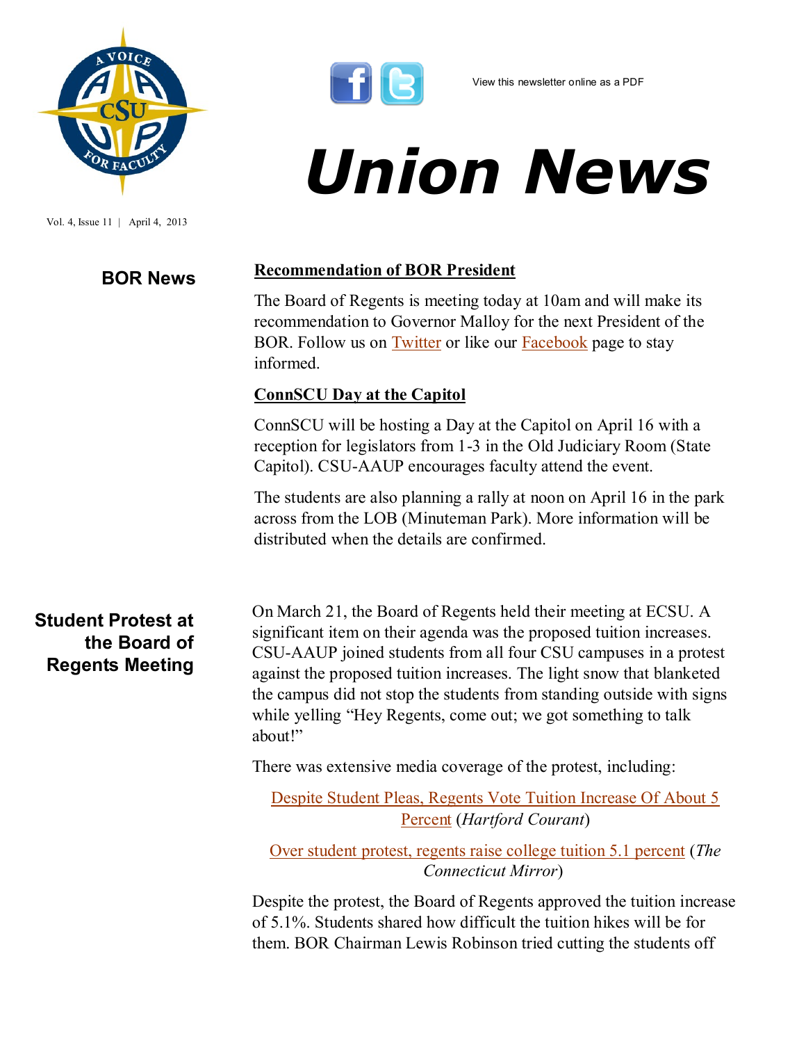View this newsletter online as a PDF

# Union News

Vol. 4, Issue 11 | April 4, 2013

## BOR News

### Recommendation of BOR President

The Board of Regents is meeting today at 10am and will make its recommendation to Governor Malloy for the next President of the BOR. Follow us on Twitter or like our Facebook page to stay informed.

### ConnSCU Day at the Capitol

ConnSCU will be hosting a Day at the Capitol on April 16 with a reception for legislators from 1-3 in the Old Judiciary Room (State Capitol). CSU-AAUP encourages faculty attend the event.

The students are also planning a rally at noon on April 16 in the park across from the LOB (Minuteman Park). More information will be distributed when the details are confirmed.

## Student Protest at the Board of Regents Meeting

On March 21, the Board of Regents held their meeting at ECSU. A significant item on their agenda was the proposed tuition increases. CSU-AAUP joined students from all four CSU campuses in a protest against the proposed tuition increases. The light snow that blanketed the campus did not stop the students from standing outside with signs while yelling "Hey Regents, come out; we got something to talk about!"

There was extensive media coverage of the protest, including:

Despite Student Pleas, Regents Vote Tuition Increase Of About 5 Percent (*Hartford Courant*)

Over student protest, regents raise college tuition 5.1 percent (*The Connecticut Mirror*)

Despite the protest, the Board of Regents approved the tuition increase of 5.1%. Students shared how difficult the tuition hikes will be for them. BOR Chairman Lewis Robinson tried cutting the students off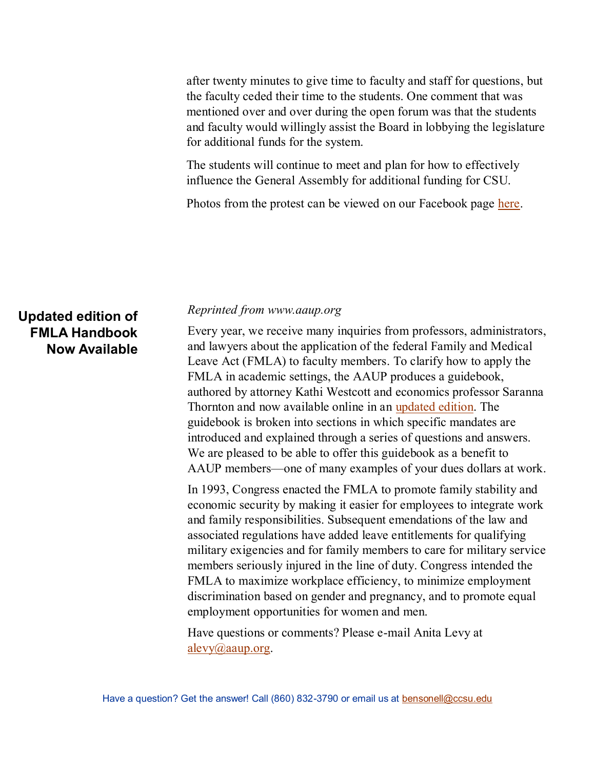after twenty minutes to give time to faculty and staff for questions, but the faculty ceded their time to the students. One comment that was mentioned over and over during the open forum was that the students and faculty would willingly assist the Board in lobbying the legislature for additional funds for the system.

The students will continue to meet and plan for how to effectively influence the General Assembly for additional funding for CSU.

Photos from the protest can be viewed on our Facebook page here.

## Updated edition of FMLA Handbook Now Available

*Reprinted from www.aaup.org*

Every year, we receive many inquiries from professors, administrators, and lawyers about the application of the federal Family and Medical Leave Act (FMLA) to faculty members. To clarify how to apply the FMLA in academic settings, the AAUP produces a guidebook, authored by attorney Kathi Westcott and economics professor Saranna Thornton and now available online in an updated edition. The guidebook is broken into sections in which specific mandates are introduced and explained through a series of questions and answers. We are pleased to be able to offer this guidebook as a benefit to AAUP members—one of many examples of your dues dollars at work.

In 1993, Congress enacted the FMLA to promote family stability and economic security by making it easier for employees to integrate work and family responsibilities. Subsequent emendations of the law and associated regulations have added leave entitlements for qualifying military exigencies and for family members to care for military service members seriously injured in the line of duty. Congress intended the FMLA to maximize workplace efficiency, to minimize employment discrimination based on gender and pregnancy, and to promote equal employment opportunities for women and men.

Have questions or comments? Please e-mail Anita Levy at alevy@aaup.org.

Have a question? Get the answer! Call (860) 832-3790 or email us at bensonell@ccsu.edu